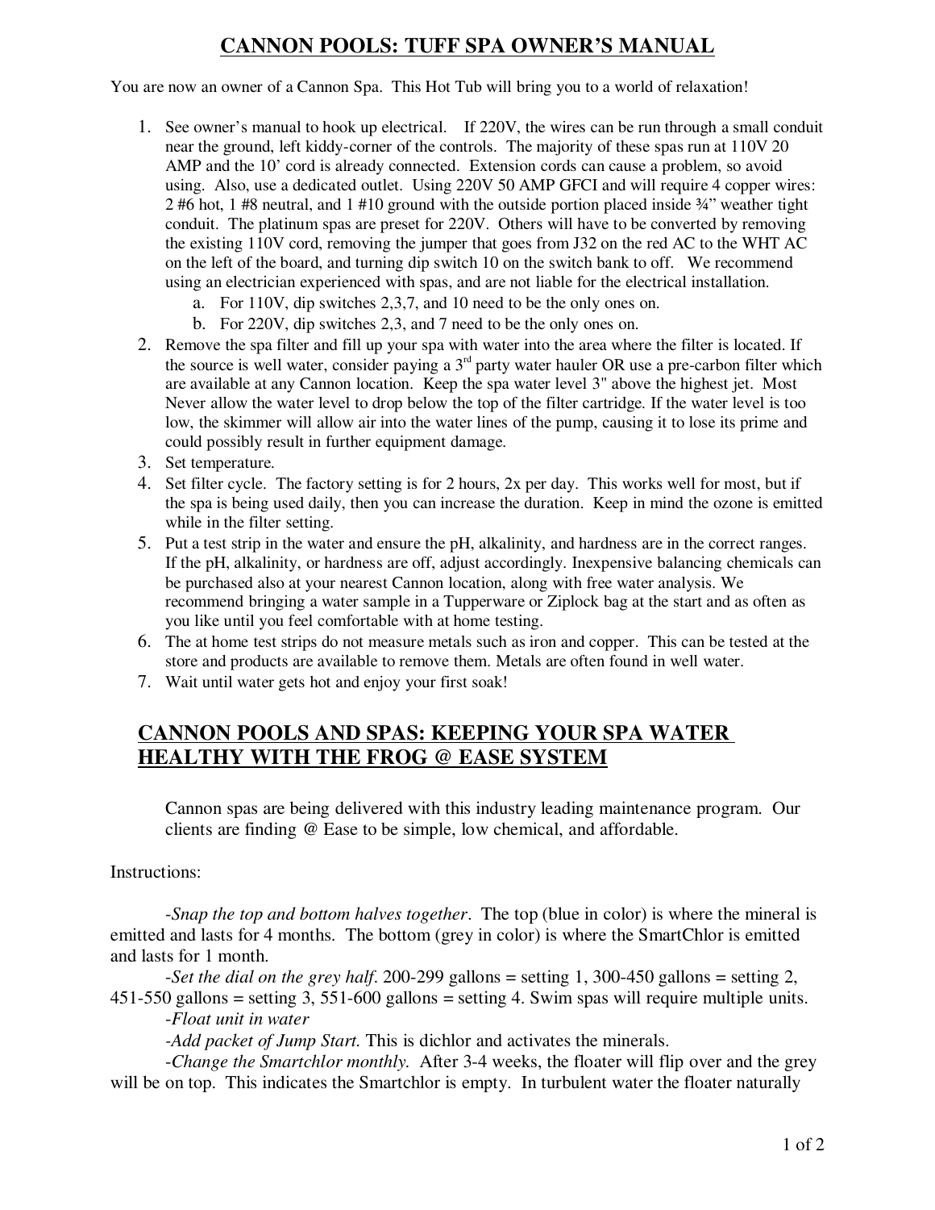## CANNON POOLS: TUFF SPA OWNER'S MANUAL

You are now an owner of a Cannon Spa. This Hot Tub will bring you to a world of relaxation!

1. See owner's manual to hook up electrical. If 220V, the wires can be run through a small conduit near the ground, left kiddy-corner of the controls. The majority of these spas run at 110V 20 AMP and the 10' cord is already connected. Extension cords can cause a problem, so avoid using. Also, use a dedicated outlet. Using 220V 50 AMP GFCI and will require 4 copper wires: 2 #6 hot, 1 #8 neutral, and 1 #10 ground with the outside portion placed inside ¾" weather tight conduit. The platinum spas are preset for 220V. Others will have to be converted by removing the existing 110V cord, removing the jumper that goes from J32 on the red AC to the WHT AC on the left of the board, and turning dip switch 10 on the switch bank to off. We recommend using an electrician experienced with spas, and are not liable for the electrical installation.
   a. For 110V, dip switches 2,3,7, and 10 need to be the only ones on.
   b. For 220V, dip switches 2,3, and 7 need to be the only ones on.
2. Remove the spa filter and fill up your spa with water into the area where the filter is located. If the source is well water, consider paying a 3rd party water hauler OR use a pre-carbon filter which are available at any Cannon location. Keep the spa water level 3" above the highest jet. Most Never allow the water level to drop below the top of the filter cartridge. If the water level is too low, the skimmer will allow air into the water lines of the pump, causing it to lose its prime and could possibly result in further equipment damage.
3. Set temperature.
4. Set filter cycle. The factory setting is for 2 hours, 2x per day. This works well for most, but if the spa is being used daily, then you can increase the duration. Keep in mind the ozone is emitted while in the filter setting.
5. Put a test strip in the water and ensure the pH, alkalinity, and hardness are in the correct ranges. If the pH, alkalinity, or hardness are off, adjust accordingly. Inexpensive balancing chemicals can be purchased also at your nearest Cannon location, along with free water analysis. We recommend bringing a water sample in a Tupperware or Ziplock bag at the start and as often as you like until you feel comfortable with at home testing.
6. The at home test strips do not measure metals such as iron and copper. This can be tested at the store and products are available to remove them. Metals are often found in well water.
7. Wait until water gets hot and enjoy your first soak!

## CANNON POOLS AND SPAS: KEEPING YOUR SPA WATER HEALTHY WITH THE FROG @ EASE SYSTEM

Cannon spas are being delivered with this industry leading maintenance program. Our clients are finding @ Ease to be simple, low chemical, and affordable.

Instructions:

-*Snap the top and bottom halves together*. The top (blue in color) is where the mineral is emitted and lasts for 4 months. The bottom (grey in color) is where the SmartChlor is emitted and lasts for 1 month.

-*Set the dial on the grey half*. 200-299 gallons = setting 1, 300-450 gallons = setting 2, 451-550 gallons = setting 3, 551-600 gallons = setting 4. Swim spas will require multiple units.

-*Float unit in water*

-*Add packet of Jump Start*. This is dichlor and activates the minerals.

-*Change the Smartchlor monthly*. After 3-4 weeks, the floater will flip over and the grey will be on top. This indicates the Smartchlor is empty. In turbulent water the floater naturally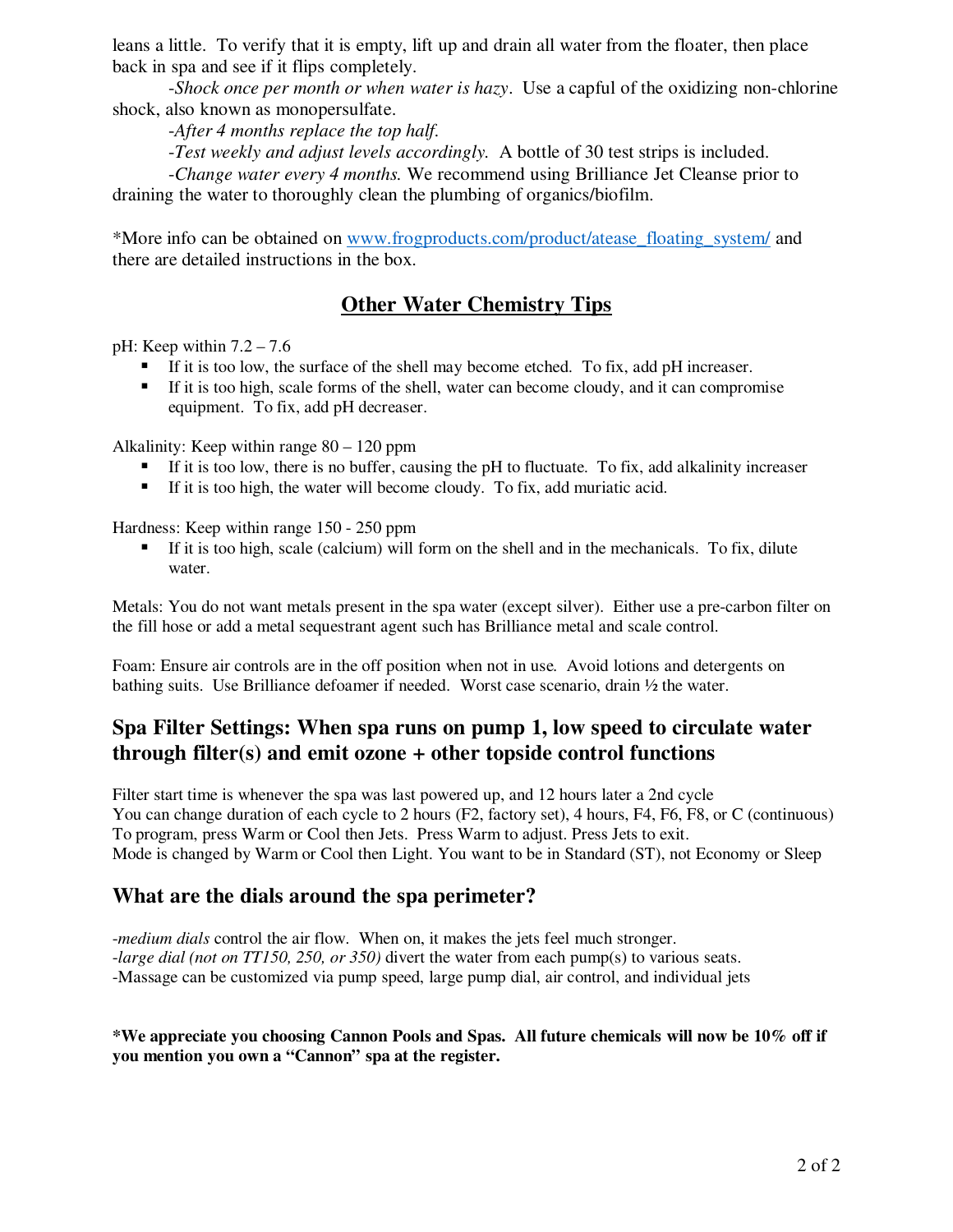leans a little. To verify that it is empty, lift up and drain all water from the floater, then place back in spa and see if it flips completely.

-*Shock once per month or when water is hazy*. Use a capful of the oxidizing non-chlorine shock, also known as monopersulfate.

-*After 4 months replace the top half.*

-*Test weekly and adjust levels accordingly.* A bottle of 30 test strips is included.

-*Change water every 4 months.* We recommend using Brilliance Jet Cleanse prior to draining the water to thoroughly clean the plumbing of organics/biofilm.

*More info can be obtained on [www.frogproducts.com/product/atease_floating_system/](www.frogproducts.com/product/atease_floating_system/) and there are detailed instructions in the box.

## Other Water Chemistry Tips

pH: Keep within 7.2 – 7.6

- If it is too low, the surface of the shell may become etched. To fix, add pH increaser.
- If it is too high, scale forms of the shell, water can become cloudy, and it can compromise equipment. To fix, add pH decreaser.

Alkalinity: Keep within range 80 – 120 ppm

- If it is too low, there is no buffer, causing the pH to fluctuate. To fix, add alkalinity increaser
- If it is too high, the water will become cloudy. To fix, add muriatic acid.

Hardness: Keep within range 150 - 250 ppm

- If it is too high, scale (calcium) will form on the shell and in the mechanicals. To fix, dilute water.

Metals: You do not want metals present in the spa water (except silver). Either use a pre-carbon filter on the fill hose or add a metal sequestrant agent such has Brilliance metal and scale control.

Foam: Ensure air controls are in the off position when not in use. Avoid lotions and detergents on bathing suits. Use Brilliance defoamer if needed. Worst case scenario, drain ½ the water.

## Spa Filter Settings: When spa runs on pump 1, low speed to circulate water through filter(s) and emit ozone + other topside control functions

Filter start time is whenever the spa was last powered up, and 12 hours later a 2nd cycle
You can change duration of each cycle to 2 hours (F2, factory set), 4 hours, F4, F6, F8, or C (continuous)
To program, press Warm or Cool then Jets. Press Warm to adjust. Press Jets to exit.
Mode is changed by Warm or Cool then Light. You want to be in Standard (ST), not Economy or Sleep

## What are the dials around the spa perimeter?

-*medium dials* control the air flow. When on, it makes the jets feel much stronger.
-*large dial (not on TT150, 250, or 350)* divert the water from each pump(s) to various seats.
-Massage can be customized via pump speed, large pump dial, air control, and individual jets

**\*We appreciate you choosing Cannon Pools and Spas. All future chemicals will now be 10% off if you mention you own a "Cannon" spa at the register.**